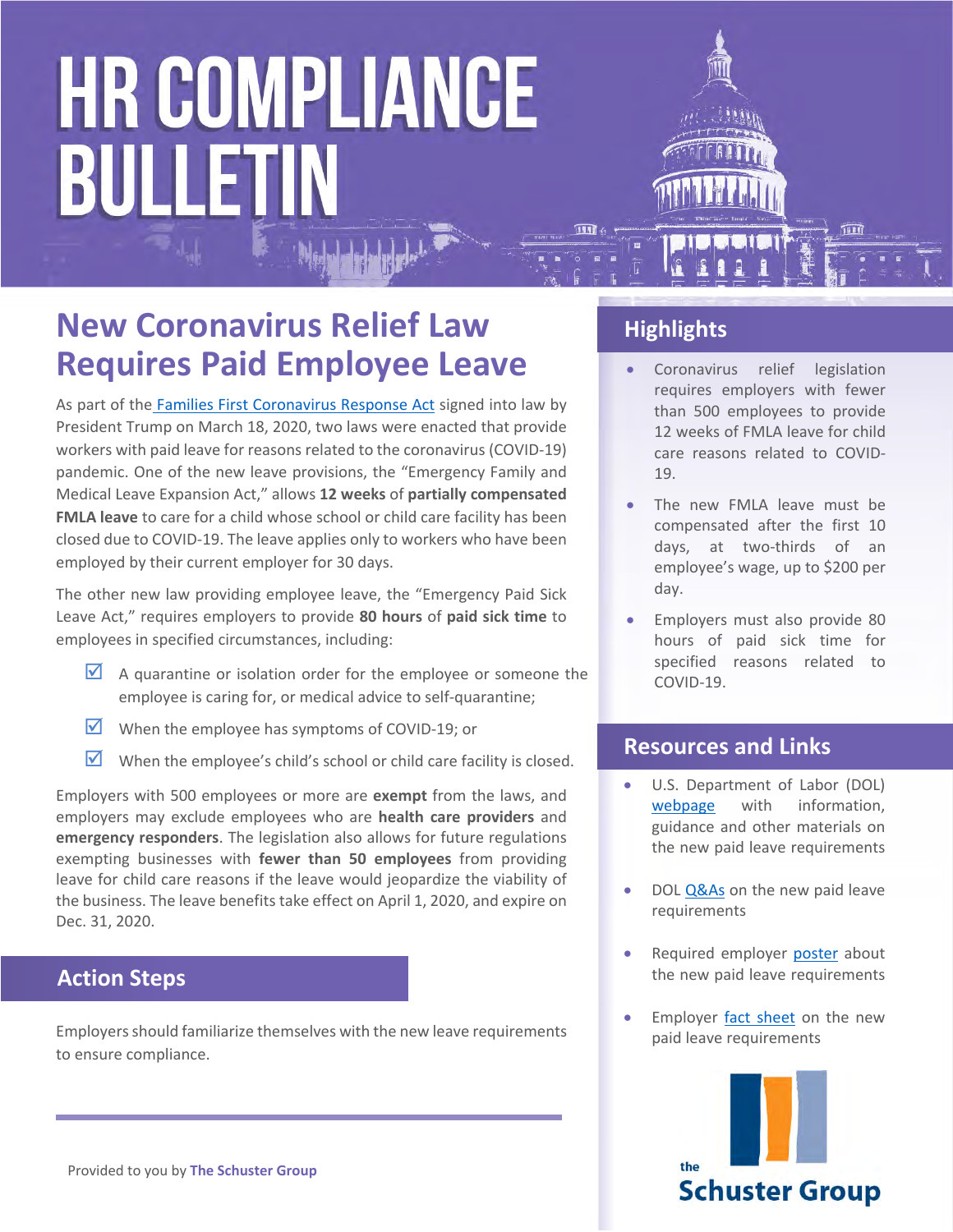# HR COMPLIANCE BULLETIN

## New Coronavirus Relief Law Requires Paid Employee Leave

As part of the Families First Coronavirus Response Act signed into law by President Trump on March 18, 2020, two laws were enacted that provide workers with paid leave for reasons related to the coronavirus (COVID-19) pandemic. One of the new leave provisions, the "Emergency Family and Medical Leave Expansion Act," allows **12 weeks** of **partially compensated FMLA leave** to care for a child whose school or child care facility has been closed due to COVID-19. The leave applies only to workers who have been employed by their current employer for 30 days.

The other new law providing employee leave, the "Emergency Paid Sick Leave Act," requires employers to provide **80 hours** of **paid sick time** to employees in specified circumstances, including:

- ☑ A quarantine or isolation order for the employee or someone the employee is caring for, or medical advice to self-quarantine;
- ☑ When the employee has symptoms of COVID-19; or
- ☑ When the employee's child's school or child care facility is closed.

Employers with 500 employees or more are **exempt** from the laws, and employers may exclude employees who are **health care providers** and **emergency responders**. The legislation also allows for future regulations exempting businesses with **fewer than 50 employees** from providing leave for child care reasons if the leave would jeopardize the viability of the business. The leave benefits take effect on April 1, 2020, and expire on Dec. 31, 2020.

## Action Steps

Employers should familiarize themselves with the new leave requirements to ensure compliance.

## Highlights

- Coronavirus relief legislation requires employers with fewer than 500 employees to provide 12 weeks of FMLA leave for child care reasons related to COVID-19.
- The new FMLA leave must be compensated after the first 10 days, at two-thirds of an employee's wage, up to $200 per day.
- Employers must also provide 80 hours of paid sick time for specified reasons related to COVID-19.

## Resources and Links

- U.S. Department of Labor (DOL) webpage with information, guidance and other materials on the new paid leave requirements
- DOL Q&As on the new paid leave requirements
- Required employer poster about the new paid leave requirements
- Employer fact sheet on the new paid leave requirements

Provided to you by **The Schuster Group**

the Schuster Group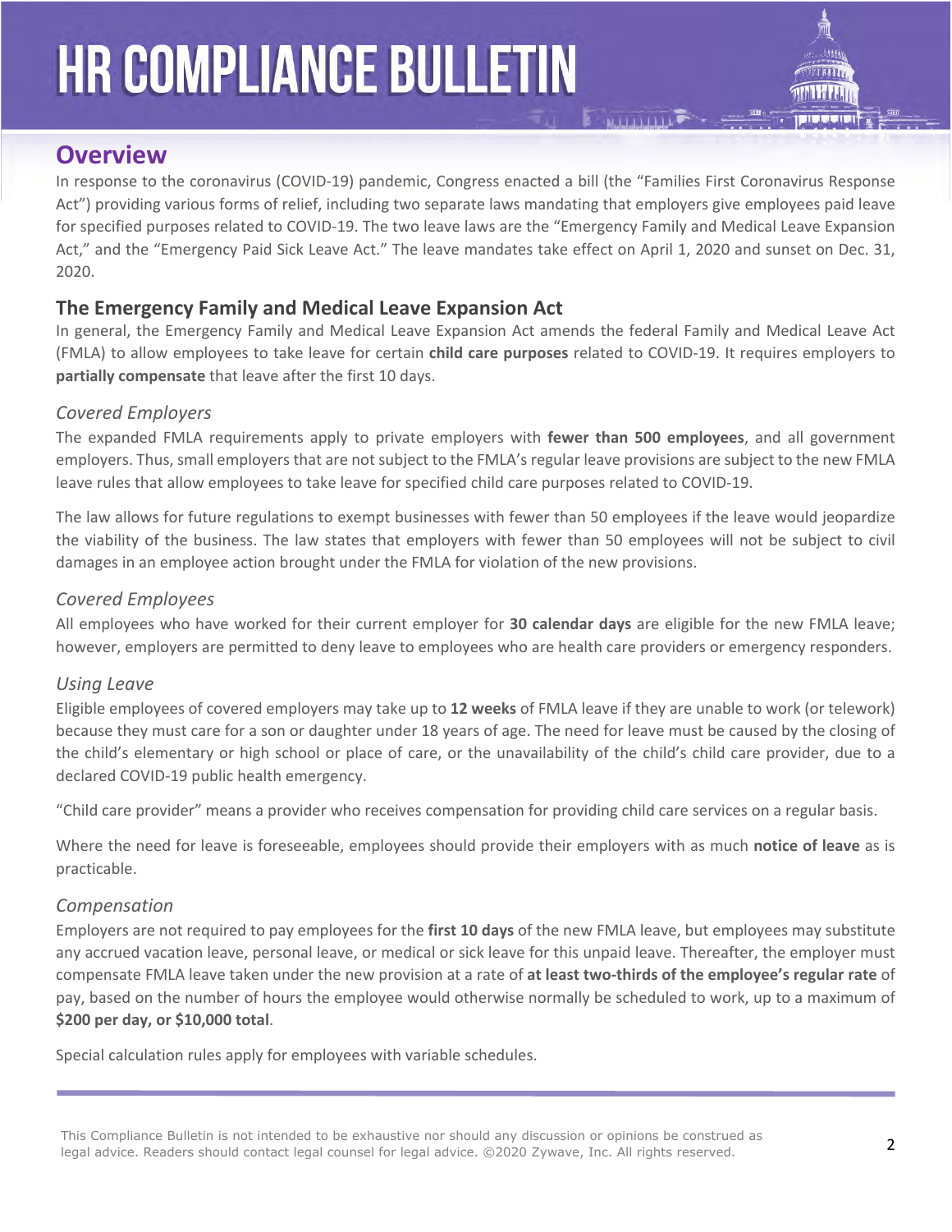# HR COMPLIANCE BULLETIN

## Overview

In response to the coronavirus (COVID-19) pandemic, Congress enacted a bill (the "Families First Coronavirus Response Act") providing various forms of relief, including two separate laws mandating that employers give employees paid leave for specified purposes related to COVID-19. The two leave laws are the "Emergency Family and Medical Leave Expansion Act," and the "Emergency Paid Sick Leave Act." The leave mandates take effect on April 1, 2020 and sunset on Dec. 31, 2020.

### The Emergency Family and Medical Leave Expansion Act

In general, the Emergency Family and Medical Leave Expansion Act amends the federal Family and Medical Leave Act (FMLA) to allow employees to take leave for certain **child care purposes** related to COVID-19. It requires employers to **partially compensate** that leave after the first 10 days.

#### *Covered Employers*

The expanded FMLA requirements apply to private employers with **fewer than 500 employees**, and all government employers. Thus, small employers that are not subject to the FMLA's regular leave provisions are subject to the new FMLA leave rules that allow employees to take leave for specified child care purposes related to COVID-19.

The law allows for future regulations to exempt businesses with fewer than 50 employees if the leave would jeopardize the viability of the business. The law states that employers with fewer than 50 employees will not be subject to civil damages in an employee action brought under the FMLA for violation of the new provisions.

#### *Covered Employees*

All employees who have worked for their current employer for **30 calendar days** are eligible for the new FMLA leave; however, employers are permitted to deny leave to employees who are health care providers or emergency responders.

#### *Using Leave*

Eligible employees of covered employers may take up to **12 weeks** of FMLA leave if they are unable to work (or telework) because they must care for a son or daughter under 18 years of age. The need for leave must be caused by the closing of the child's elementary or high school or place of care, or the unavailability of the child's child care provider, due to a declared COVID-19 public health emergency.

"Child care provider" means a provider who receives compensation for providing child care services on a regular basis.

Where the need for leave is foreseeable, employees should provide their employers with as much **notice of leave** as is practicable.

#### *Compensation*

Employers are not required to pay employees for the **first 10 days** of the new FMLA leave, but employees may substitute any accrued vacation leave, personal leave, or medical or sick leave for this unpaid leave. Thereafter, the employer must compensate FMLA leave taken under the new provision at a rate of **at least two-thirds of the employee's regular rate** of pay, based on the number of hours the employee would otherwise normally be scheduled to work, up to a maximum of **$200 per day, or $10,000 total**.

Special calculation rules apply for employees with variable schedules.

This Compliance Bulletin is not intended to be exhaustive nor should any discussion or opinions be construed as legal advice. Readers should contact legal counsel for legal advice. ©2020 Zywave, Inc. All rights reserved.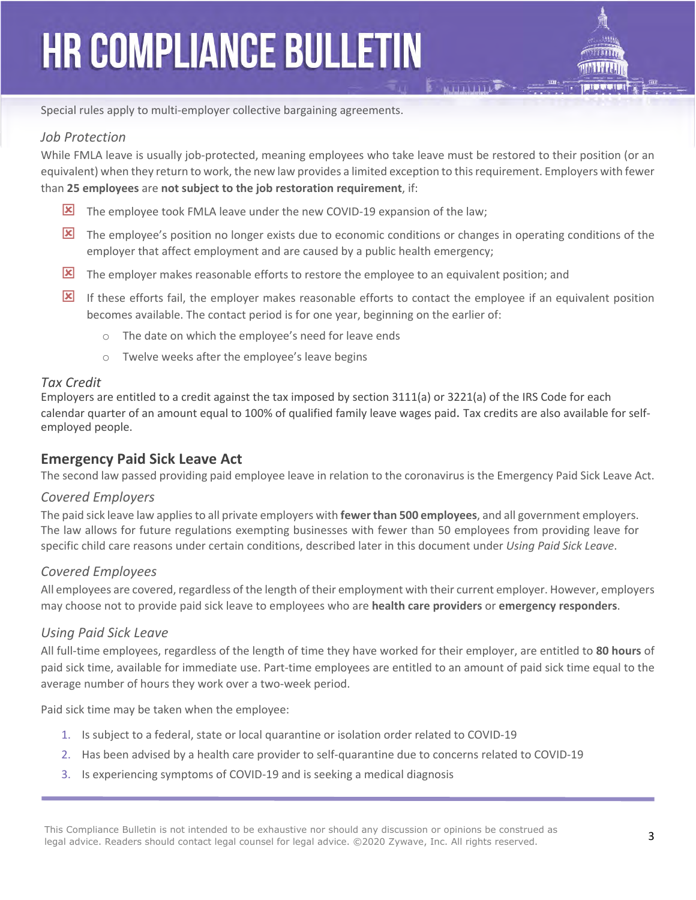Special rules apply to multi-employer collective bargaining agreements.

### *Job Protection*

While FMLA leave is usually job-protected, meaning employees who take leave must be restored to their position (or an equivalent) when they return to work, the new law provides a limited exception to this requirement. Employers with fewer than **25 employees** are **not subject to the job restoration requirement**, if:

- The employee took FMLA leave under the new COVID-19 expansion of the law;
- The employee's position no longer exists due to economic conditions or changes in operating conditions of the employer that affect employment and are caused by a public health emergency;
- The employer makes reasonable efforts to restore the employee to an equivalent position; and
- If these efforts fail, the employer makes reasonable efforts to contact the employee if an equivalent position becomes available. The contact period is for one year, beginning on the earlier of:
  - The date on which the employee's need for leave ends
  - Twelve weeks after the employee's leave begins

### *Tax Credit*

Employers are entitled to a credit against the tax imposed by section 3111(a) or 3221(a) of the IRS Code for each calendar quarter of an amount equal to 100% of qualified family leave wages paid. Tax credits are also available for self-employed people.

## Emergency Paid Sick Leave Act

The second law passed providing paid employee leave in relation to the coronavirus is the Emergency Paid Sick Leave Act.

### *Covered Employers*

The paid sick leave law applies to all private employers with **fewer than 500 employees**, and all government employers. The law allows for future regulations exempting businesses with fewer than 50 employees from providing leave for specific child care reasons under certain conditions, described later in this document under *Using Paid Sick Leave*.

### *Covered Employees*

All employees are covered, regardless of the length of their employment with their current employer. However, employers may choose not to provide paid sick leave to employees who are **health care providers** or **emergency responders**.

### *Using Paid Sick Leave*

All full-time employees, regardless of the length of time they have worked for their employer, are entitled to **80 hours** of paid sick time, available for immediate use. Part-time employees are entitled to an amount of paid sick time equal to the average number of hours they work over a two-week period.

Paid sick time may be taken when the employee:

1. Is subject to a federal, state or local quarantine or isolation order related to COVID-19
2. Has been advised by a health care provider to self-quarantine due to concerns related to COVID-19
3. Is experiencing symptoms of COVID-19 and is seeking a medical diagnosis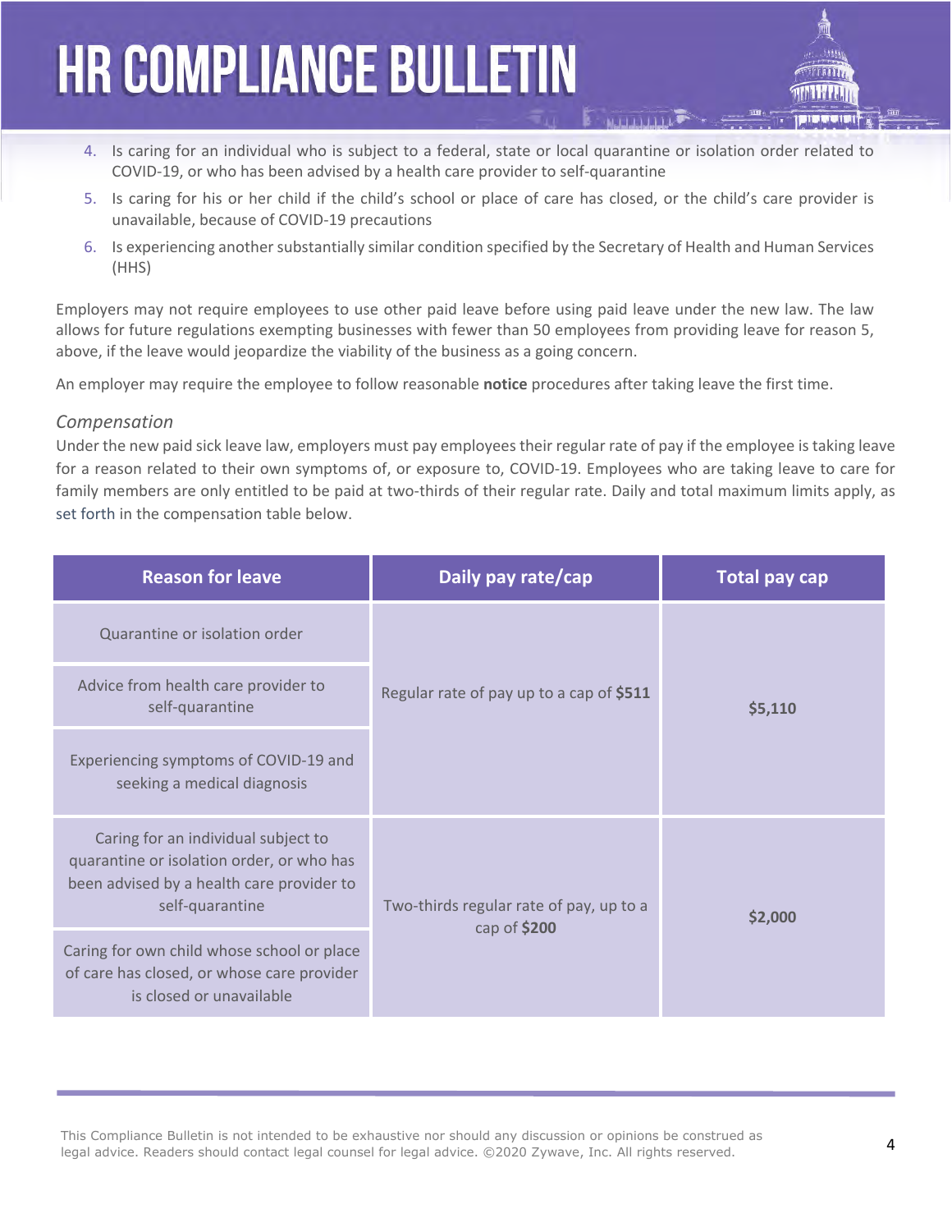4. Is caring for an individual who is subject to a federal, state or local quarantine or isolation order related to COVID-19, or who has been advised by a health care provider to self-quarantine
5. Is caring for his or her child if the child's school or place of care has closed, or the child's care provider is unavailable, because of COVID-19 precautions
6. Is experiencing another substantially similar condition specified by the Secretary of Health and Human Services (HHS)

Employers may not require employees to use other paid leave before using paid leave under the new law. The law allows for future regulations exempting businesses with fewer than 50 employees from providing leave for reason 5, above, if the leave would jeopardize the viability of the business as a going concern.

An employer may require the employee to follow reasonable **notice** procedures after taking leave the first time.

### *Compensation*

Under the new paid sick leave law, employers must pay employees their regular rate of pay if the employee is taking leave for a reason related to their own symptoms of, or exposure to, COVID-19. Employees who are taking leave to care for family members are only entitled to be paid at two-thirds of their regular rate. Daily and total maximum limits apply, as set forth in the compensation table below.

| Reason for leave | Daily pay rate/cap | Total pay cap |
|---|---|---|
| Quarantine or isolation order | Regular rate of pay up to a cap of **$511** | **$5,110** |
| Advice from health care provider to self-quarantine | | |
| Experiencing symptoms of COVID-19 and seeking a medical diagnosis | | |
| Caring for an individual subject to quarantine or isolation order, or who has been advised by a health care provider to self-quarantine | Two-thirds regular rate of pay, up to a cap of **$200** | **$2,000** |
| Caring for own child whose school or place of care has closed, or whose care provider is closed or unavailable | | |

This Compliance Bulletin is not intended to be exhaustive nor should any discussion or opinions be construed as legal advice. Readers should contact legal counsel for legal advice. ©2020 Zywave, Inc. All rights reserved.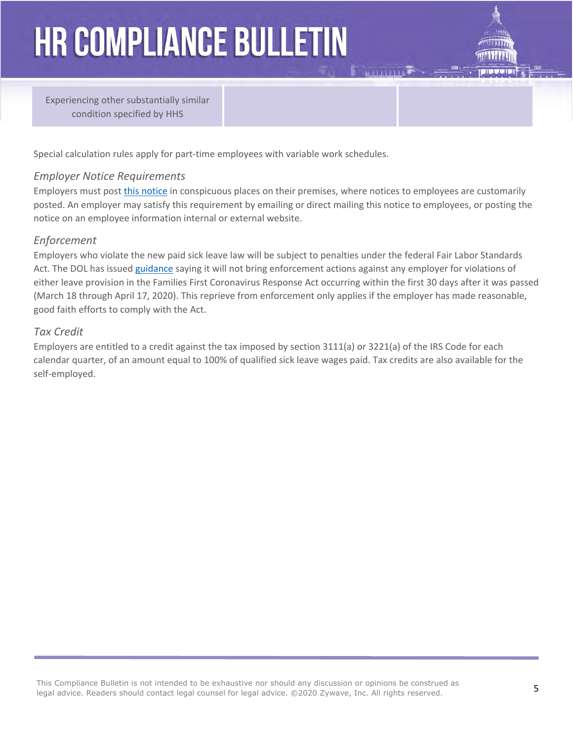| | | |
|---|---|---|
| Experiencing other substantially similar condition specified by HHS | | |

Special calculation rules apply for part-time employees with variable work schedules.

### *Employer Notice Requirements*

Employers must post this notice in conspicuous places on their premises, where notices to employees are customarily posted. An employer may satisfy this requirement by emailing or direct mailing this notice to employees, or posting the notice on an employee information internal or external website.

### *Enforcement*

Employers who violate the new paid sick leave law will be subject to penalties under the federal Fair Labor Standards Act. The DOL has issued guidance saying it will not bring enforcement actions against any employer for violations of either leave provision in the Families First Coronavirus Response Act occurring within the first 30 days after it was passed (March 18 through April 17, 2020). This reprieve from enforcement only applies if the employer has made reasonable, good faith efforts to comply with the Act.

### *Tax Credit*

Employers are entitled to a credit against the tax imposed by section 3111(a) or 3221(a) of the IRS Code for each calendar quarter, of an amount equal to 100% of qualified sick leave wages paid. Tax credits are also available for the self-employed.

This Compliance Bulletin is not intended to be exhaustive nor should any discussion or opinions be construed as legal advice. Readers should contact legal counsel for legal advice. ©2020 Zywave, Inc. All rights reserved.